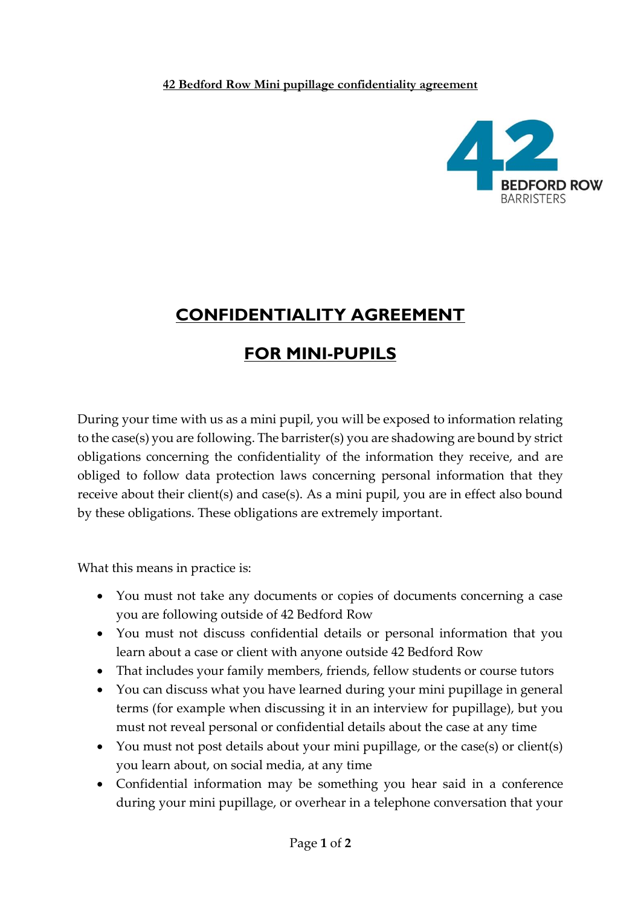**42 Bedford Row Mini pupillage confidentiality agreement**

# CONFIDENTIALITY AGREEMENT

# FOR MINI-PUPILS

During your time with us as a mini pupil, you will be exposed to information relating to the case(s) you are following. The barrister(s) you are shadowing are bound by strict obligations concerning the confidentiality of the information they receive, and are obliged to follow data protection laws concerning personal information that they receive about their client(s) and case(s). As a mini pupil, you are in effect also bound by these obligations. These obligations are extremely important.

What this means in practice is:

- You must not take any documents or copies of documents concerning a case you are following outside of 42 Bedford Row
- You must not discuss confidential details or personal information that you learn about a case or client with anyone outside 42 Bedford Row
- That includes your family members, friends, fellow students or course tutors
- You can discuss what you have learned during your mini pupillage in general terms (for example when discussing it in an interview for pupillage), but you must not reveal personal or confidential details about the case at any time
- You must not post details about your mini pupillage, or the case(s) or client(s) you learn about, on social media, at any time
- Confidential information may be something you hear said in a conference during your mini pupillage, or overhear in a telephone conversation that your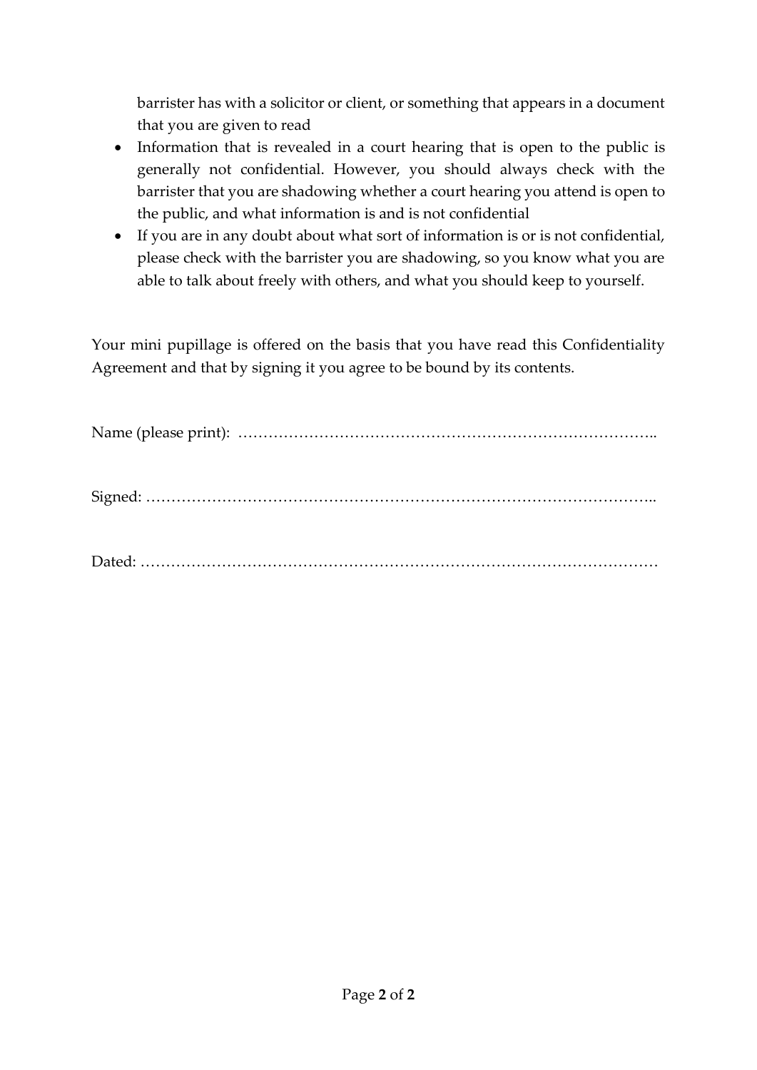barrister has with a solicitor or client, or something that appears in a document that you are given to read

- Information that is revealed in a court hearing that is open to the public is generally not confidential. However, you should always check with the barrister that you are shadowing whether a court hearing you attend is open to the public, and what information is and is not confidential
- If you are in any doubt about what sort of information is or is not confidential, please check with the barrister you are shadowing, so you know what you are able to talk about freely with others, and what you should keep to yourself.

Your mini pupillage is offered on the basis that you have read this Confidentiality Agreement and that by signing it you agree to be bound by its contents.

Name (please print): ………………………………………………………………………..

Signed: ………………………………………………………………………………………..

Dated: ……………………………………………………………………………………………